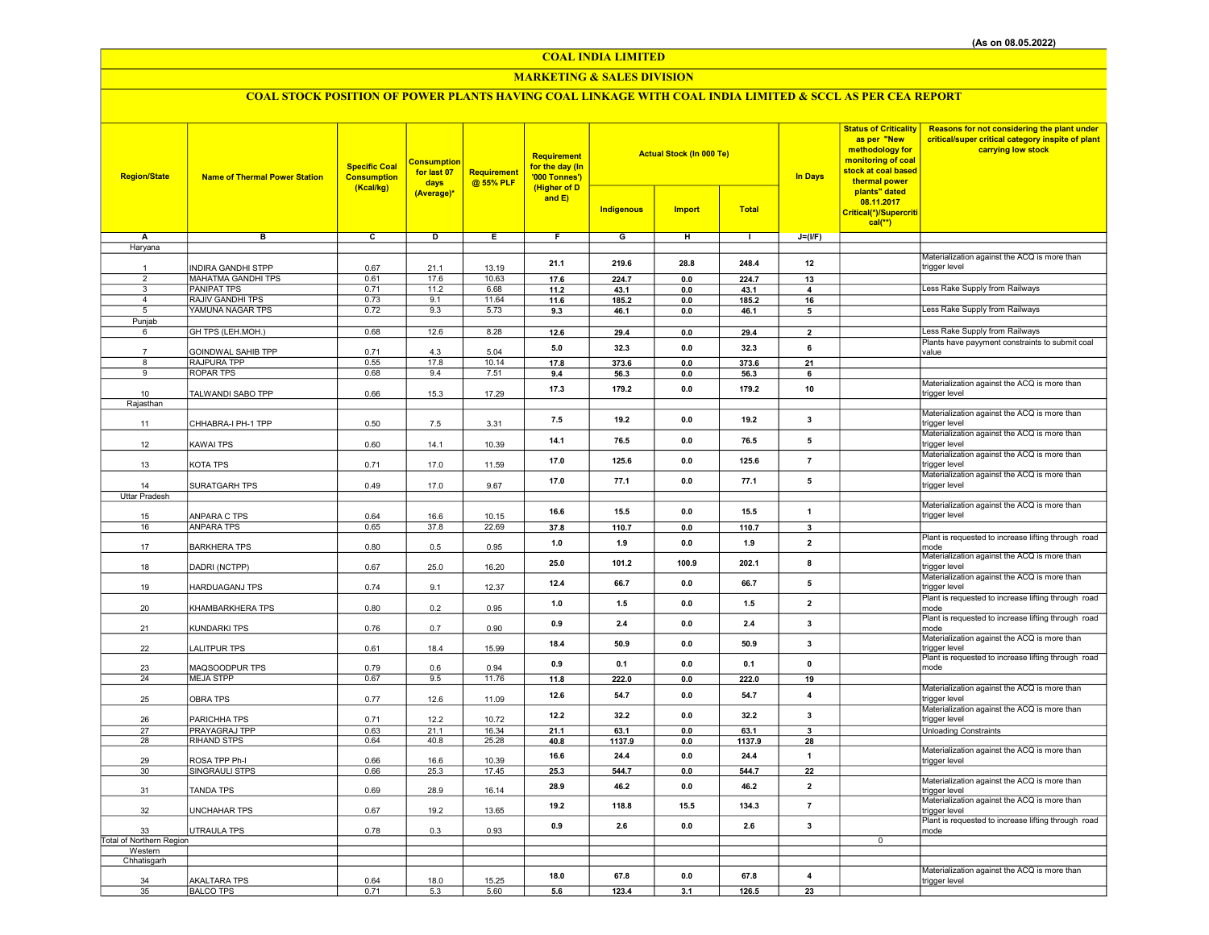(As on 08.05.2022)

# COAL INDIA LIMITED

## MARKETING & SALES DIVISION

### COAL STOCK POSITION OF POWER PLANTS HAVING COAL LINKAGE WITH COAL INDIA LIMITED & SCCL AS PER CEA REPORT

| Region/State | Name of Thermal Power Station | Specific Coal Consumption (Kcal/kg) | Consumption for last 07 days (Average)* | Requirement @ 55% PLF | Requirement for the day (In '000 Tonnes') (Higher of D and E) | Actual Stock (In 000 Te) | | | In Days | Status of Criticality as per "New methodology for monitoring of coal stock at coal based thermal power plants" dated 08.11.2017 Critical(*)/Supercritical(**) | Reasons for not considering the plant under critical/super critical category inspite of plant carrying low stock |
|---|---|---|---|---|---|---|---|---|---|---|---|
| | | | | | | Indigenous | Import | Total | | | |
| A | B | C | D | E | F | G | H | I | J=(I/F) | | |
| Haryana | | | | | | | | | | | |
| 1 | INDIRA GANDHI STPP | 0.67 | 21.1 | 13.19 | 21.1 | 219.6 | 28.8 | 248.4 | 12 | | Materialization against the ACQ is more than trigger level |
| 2 | MAHATMA GANDHI TPS | 0.61 | 17.6 | 10.63 | 17.6 | 224.7 | 0.0 | 224.7 | 13 | | |
| 3 | PANIPAT TPS | 0.71 | 11.2 | 6.68 | 11.2 | 43.1 | 0.0 | 43.1 | 4 | | Less Rake Supply from Railways |
| 4 | RAJIV GANDHI TPS | 0.73 | 9.1 | 11.64 | 11.6 | 185.2 | 0.0 | 185.2 | 16 | | |
| 5 | YAMUNA NAGAR TPS | 0.72 | 9.3 | 5.73 | 9.3 | 46.1 | 0.0 | 46.1 | 5 | | Less Rake Supply from Railways |
| Punjab | | | | | | | | | | | |
| 6 | GH TPS (LEH.MOH.) | 0.68 | 12.6 | 8.28 | 12.6 | 29.4 | 0.0 | 29.4 | 2 | | Less Rake Supply from Railways |
| 7 | GOINDWAL SAHIB TPP | 0.71 | 4.3 | 5.04 | 5.0 | 32.3 | 0.0 | 32.3 | 6 | | Plants have payyment constraints to submit coal value |
| 8 | RAJPURA TPP | 0.55 | 17.8 | 10.14 | 17.8 | 373.6 | 0.0 | 373.6 | 21 | | |
| 9 | ROPAR TPS | 0.68 | 9.4 | 7.51 | 9.4 | 56.3 | 0.0 | 56.3 | 6 | | |
| 10 | TALWANDI SABO TPP | 0.66 | 15.3 | 17.29 | 17.3 | 179.2 | 0.0 | 179.2 | 10 | | Materialization against the ACQ is more than trigger level |
| Rajasthan | | | | | | | | | | | |
| 11 | CHHABRA-I PH-1 TPP | 0.50 | 7.5 | 3.31 | 7.5 | 19.2 | 0.0 | 19.2 | 3 | | Materialization against the ACQ is more than trigger level |
| 12 | KAWAI TPS | 0.60 | 14.1 | 10.39 | 14.1 | 76.5 | 0.0 | 76.5 | 5 | | Materialization against the ACQ is more than trigger level |
| 13 | KOTA TPS | 0.71 | 17.0 | 11.59 | 17.0 | 125.6 | 0.0 | 125.6 | 7 | | Materialization against the ACQ is more than trigger level |
| 14 | SURATGARH TPS | 0.49 | 17.0 | 9.67 | 17.0 | 77.1 | 0.0 | 77.1 | 5 | | Materialization against the ACQ is more than trigger level |
| Uttar Pradesh | | | | | | | | | | | |
| 15 | ANPARA C TPS | 0.64 | 16.6 | 10.15 | 16.6 | 15.5 | 0.0 | 15.5 | 1 | | Materialization against the ACQ is more than trigger level |
| 16 | ANPARA TPS | 0.65 | 37.8 | 22.69 | 37.8 | 110.7 | 0.0 | 110.7 | 3 | | |
| 17 | BARKHERA TPS | 0.80 | 0.5 | 0.95 | 1.0 | 1.9 | 0.0 | 1.9 | 2 | | Plant is requested to increase lifting through road mode |
| 18 | DADRI (NCTPP) | 0.67 | 25.0 | 16.20 | 25.0 | 101.2 | 100.9 | 202.1 | 8 | | Materialization against the ACQ is more than trigger level |
| 19 | HARDUAGANJ TPS | 0.74 | 9.1 | 12.37 | 12.4 | 66.7 | 0.0 | 66.7 | 5 | | Materialization against the ACQ is more than trigger level |
| 20 | KHAMBARKHERA TPS | 0.80 | 0.2 | 0.95 | 1.0 | 1.5 | 0.0 | 1.5 | 2 | | Plant is requested to increase lifting through road mode |
| 21 | KUNDARKI TPS | 0.76 | 0.7 | 0.90 | 0.9 | 2.4 | 0.0 | 2.4 | 3 | | Plant is requested to increase lifting through road mode |
| 22 | LALITPUR TPS | 0.61 | 18.4 | 15.99 | 18.4 | 50.9 | 0.0 | 50.9 | 3 | | Materialization against the ACQ is more than trigger level |
| 23 | MAQSOODPUR TPS | 0.79 | 0.6 | 0.94 | 0.9 | 0.1 | 0.0 | 0.1 | 0 | | Plant is requested to increase lifting through road mode |
| 24 | MEJA STPP | 0.67 | 9.5 | 11.76 | 11.8 | 222.0 | 0.0 | 222.0 | 19 | | |
| 25 | OBRA TPS | 0.77 | 12.6 | 11.09 | 12.6 | 54.7 | 0.0 | 54.7 | 4 | | Materialization against the ACQ is more than trigger level |
| 26 | PARICHHA TPS | 0.71 | 12.2 | 10.72 | 12.2 | 32.2 | 0.0 | 32.2 | 3 | | Materialization against the ACQ is more than trigger level |
| 27 | PRAYAGRAJ TPP | 0.63 | 21.1 | 16.34 | 21.1 | 63.1 | 0.0 | 63.1 | 3 | | Unloading Constraints |
| 28 | RIHAND STPS | 0.64 | 40.8 | 25.28 | 40.8 | 1137.9 | 0.0 | 1137.9 | 28 | | |
| 29 | ROSA TPP Ph-I | 0.66 | 16.6 | 10.39 | 16.6 | 24.4 | 0.0 | 24.4 | 1 | | Materialization against the ACQ is more than trigger level |
| 30 | SINGRAULI STPS | 0.66 | 25.3 | 17.45 | 25.3 | 544.7 | 0.0 | 544.7 | 22 | | |
| 31 | TANDA TPS | 0.69 | 28.9 | 16.14 | 28.9 | 46.2 | 0.0 | 46.2 | 2 | | Materialization against the ACQ is more than trigger level |
| 32 | UNCHAHAR TPS | 0.67 | 19.2 | 13.65 | 19.2 | 118.8 | 15.5 | 134.3 | 7 | | Materialization against the ACQ is more than trigger level |
| 33 | UTRAULA TPS | 0.78 | 0.3 | 0.93 | 0.9 | 2.6 | 0.0 | 2.6 | 3 | | Plant is requested to increase lifting through road mode |
| Total of Northern Region | | | | | | | | | | 0 | |
| Western | | | | | | | | | | | |
| Chhatisgarh | | | | | | | | | | | |
| 34 | AKALTARA TPS | 0.64 | 18.0 | 15.25 | 18.0 | 67.8 | 0.0 | 67.8 | 4 | | Materialization against the ACQ is more than trigger level |
| 35 | BALCO TPS | 0.71 | 5.3 | 5.60 | 5.6 | 123.4 | 3.1 | 126.5 | 23 | | |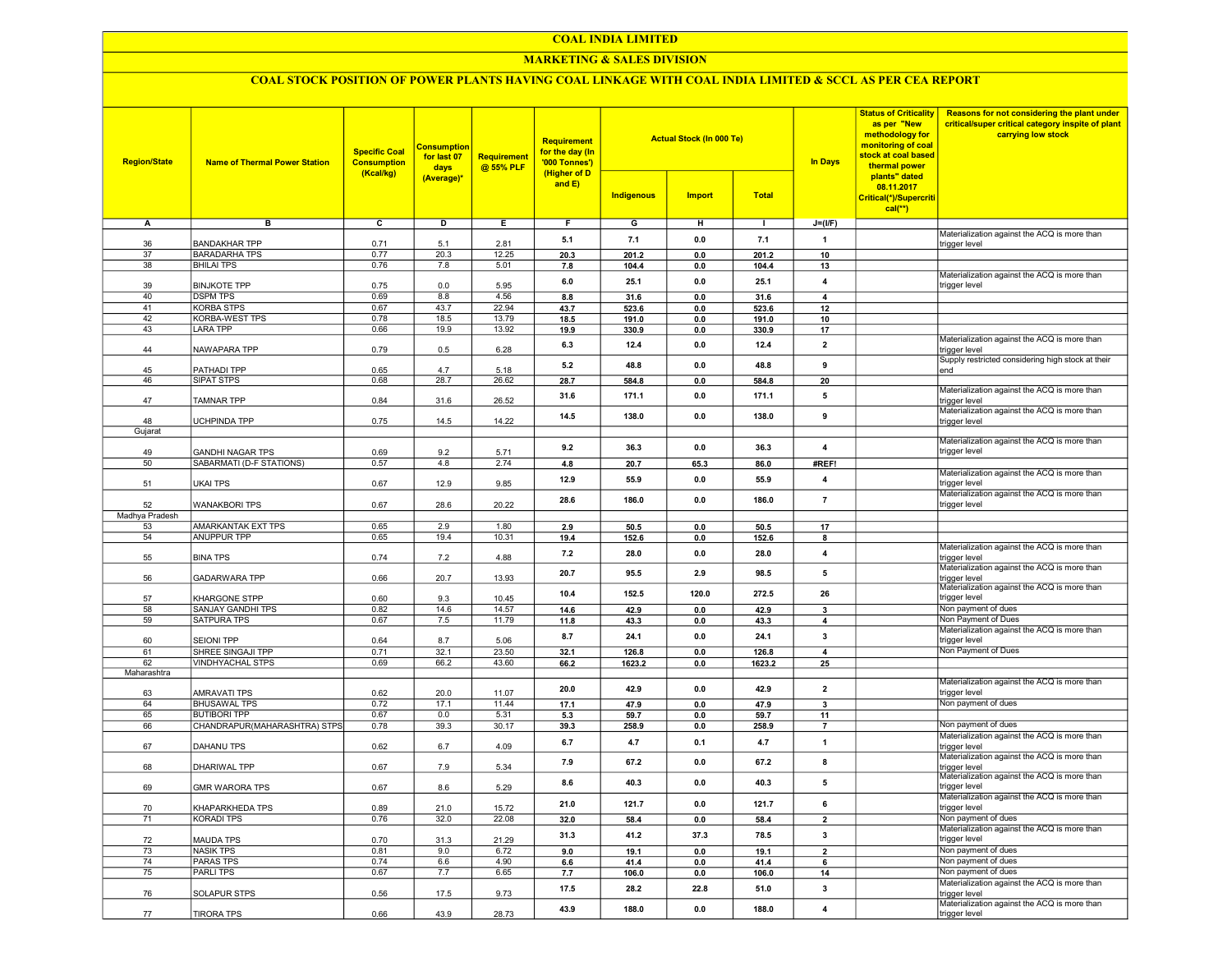# COAL INDIA LIMITED

## MARKETING & SALES DIVISION

### COAL STOCK POSITION OF POWER PLANTS HAVING COAL LINKAGE WITH COAL INDIA LIMITED & SCCL AS PER CEA REPORT

| Region/State | Name of Thermal Power Station | Specific Coal Consumption (Kcal/kg) | Consumption for last 07 days (Average)* | Requirement @ 55% PLF | Requirement for the day (In '000 Tonnes') (Higher of D and E) | Actual Stock (In 000 Te) | | | In Days | Status of Criticality as per "New methodology for monitoring of coal stock at coal based thermal power plants" dated 08.11.2017 Critical(*)/Supercritical(**) | Reasons for not considering the plant under critical/super critical category inspite of plant carrying low stock |
|---|---|---|---|---|---|---|---|---|---|---|---|
| | | | | | | Indigenous | Import | Total | | | |
| A | B | C | D | E | F | G | H | I | J=(I/F) | | |
| 36 | BANDAKHAR TPP | 0.71 | 5.1 | 2.81 | 5.1 | 7.1 | 0.0 | 7.1 | 1 | | Materialization against the ACQ is more than trigger level |
| 37 | BARADARHA TPS | 0.77 | 20.3 | 12.25 | 20.3 | 201.2 | 0.0 | 201.2 | 10 | | |
| 38 | BHILAI TPS | 0.76 | 7.8 | 5.01 | 7.8 | 104.4 | 0.0 | 104.4 | 13 | | |
| 39 | BINJKOTE TPP | 0.75 | 0.0 | 5.95 | 6.0 | 25.1 | 0.0 | 25.1 | 4 | | Materialization against the ACQ is more than trigger level |
| 40 | DSPM TPS | 0.69 | 8.8 | 4.56 | 8.8 | 31.6 | 0.0 | 31.6 | 4 | | |
| 41 | KORBA STPS | 0.67 | 43.7 | 22.94 | 43.7 | 523.6 | 0.0 | 523.6 | 12 | | |
| 42 | KORBA-WEST TPS | 0.78 | 18.5 | 13.79 | 18.5 | 191.0 | 0.0 | 191.0 | 10 | | |
| 43 | LARA TPP | 0.66 | 19.9 | 13.92 | 19.9 | 330.9 | 0.0 | 330.9 | 17 | | |
| 44 | NAWAPARA TPP | 0.79 | 0.5 | 6.28 | 6.3 | 12.4 | 0.0 | 12.4 | 2 | | Materialization against the ACQ is more than trigger level |
| 45 | PATHADI TPP | 0.65 | 4.7 | 5.18 | 5.2 | 48.8 | 0.0 | 48.8 | 9 | | Supply restricted considering high stock at their end |
| 46 | SIPAT STPS | 0.68 | 28.7 | 26.62 | 28.7 | 584.8 | 0.0 | 584.8 | 20 | | |
| 47 | TAMNAR TPP | 0.84 | 31.6 | 26.52 | 31.6 | 171.1 | 0.0 | 171.1 | 5 | | Materialization against the ACQ is more than trigger level |
| 48 | UCHPINDA TPP | 0.75 | 14.5 | 14.22 | 14.5 | 138.0 | 0.0 | 138.0 | 9 | | Materialization against the ACQ is more than trigger level |
| Gujarat | | | | | | | | | | | |
| 49 | GANDHI NAGAR TPS | 0.69 | 9.2 | 5.71 | 9.2 | 36.3 | 0.0 | 36.3 | 4 | | Materialization against the ACQ is more than trigger level |
| 50 | SABARMATI (D-F STATIONS) | 0.57 | 4.8 | 2.74 | 4.8 | 20.7 | 65.3 | 86.0 | #REF! | | |
| 51 | UKAI TPS | 0.67 | 12.9 | 9.85 | 12.9 | 55.9 | 0.0 | 55.9 | 4 | | Materialization against the ACQ is more than trigger level |
| 52 | WANAKBORI TPS | 0.67 | 28.6 | 20.22 | 28.6 | 186.0 | 0.0 | 186.0 | 7 | | Materialization against the ACQ is more than trigger level |
| Madhya Pradesh | | | | | | | | | | | |
| 53 | AMARKANTAK EXT TPS | 0.65 | 2.9 | 1.80 | 2.9 | 50.5 | 0.0 | 50.5 | 17 | | |
| 54 | ANUPPUR TPP | 0.65 | 19.4 | 10.31 | 19.4 | 152.6 | 0.0 | 152.6 | 8 | | |
| 55 | BINA TPS | 0.74 | 7.2 | 4.88 | 7.2 | 28.0 | 0.0 | 28.0 | 4 | | Materialization against the ACQ is more than trigger level |
| 56 | GADARWARA TPP | 0.66 | 20.7 | 13.93 | 20.7 | 95.5 | 2.9 | 98.5 | 5 | | Materialization against the ACQ is more than trigger level |
| 57 | KHARGONE STPP | 0.60 | 9.3 | 10.45 | 10.4 | 152.5 | 120.0 | 272.5 | 26 | | Materialization against the ACQ is more than trigger level |
| 58 | SANJAY GANDHI TPS | 0.82 | 14.6 | 14.57 | 14.6 | 42.9 | 0.0 | 42.9 | 3 | | Non payment of dues |
| 59 | SATPURA TPS | 0.67 | 7.5 | 11.79 | 11.8 | 43.3 | 0.0 | 43.3 | 4 | | Non Payment of Dues |
| 60 | SEIONI TPP | 0.64 | 8.7 | 5.06 | 8.7 | 24.1 | 0.0 | 24.1 | 3 | | Materialization against the ACQ is more than trigger level |
| 61 | SHREE SINGAJI TPP | 0.71 | 32.1 | 23.50 | 32.1 | 126.8 | 0.0 | 126.8 | 4 | | Non Payment of Dues |
| 62 | VINDHYACHAL STPS | 0.69 | 66.2 | 43.60 | 66.2 | 1623.2 | 0.0 | 1623.2 | 25 | | |
| Maharashtra | | | | | | | | | | | |
| 63 | AMRAVATI TPS | 0.62 | 20.0 | 11.07 | 20.0 | 42.9 | 0.0 | 42.9 | 2 | | Materialization against the ACQ is more than trigger level |
| 64 | BHUSAWAL TPS | 0.72 | 17.1 | 11.44 | 17.1 | 47.9 | 0.0 | 47.9 | 3 | | Non payment of dues |
| 65 | BUTIBORI TPP | 0.67 | 0.0 | 5.31 | 5.3 | 59.7 | 0.0 | 59.7 | 11 | | |
| 66 | CHANDRAPUR(MAHARASHTRA) STPS | 0.78 | 39.3 | 30.17 | 39.3 | 258.9 | 0.0 | 258.9 | 7 | | Non payment of dues |
| 67 | DAHANU TPS | 0.62 | 6.7 | 4.09 | 6.7 | 4.7 | 0.1 | 4.7 | 1 | | Materialization against the ACQ is more than trigger level |
| 68 | DHARIWAL TPP | 0.67 | 7.9 | 5.34 | 7.9 | 67.2 | 0.0 | 67.2 | 8 | | Materialization against the ACQ is more than trigger level |
| 69 | GMR WARORA TPS | 0.67 | 8.6 | 5.29 | 8.6 | 40.3 | 0.0 | 40.3 | 5 | | Materialization against the ACQ is more than trigger level |
| 70 | KHAPARKHEDA TPS | 0.89 | 21.0 | 15.72 | 21.0 | 121.7 | 0.0 | 121.7 | 6 | | Materialization against the ACQ is more than trigger level |
| 71 | KORADI TPS | 0.76 | 32.0 | 22.08 | 32.0 | 58.4 | 0.0 | 58.4 | 2 | | Non payment of dues |
| 72 | MAUDA TPS | 0.70 | 31.3 | 21.29 | 31.3 | 41.2 | 37.3 | 78.5 | 3 | | Materialization against the ACQ is more than trigger level |
| 73 | NASIK TPS | 0.81 | 9.0 | 6.72 | 9.0 | 19.1 | 0.0 | 19.1 | 2 | | Non payment of dues |
| 74 | PARAS TPS | 0.74 | 6.6 | 4.90 | 6.6 | 41.4 | 0.0 | 41.4 | 6 | | Non payment of dues |
| 75 | PARLI TPS | 0.67 | 7.7 | 6.65 | 7.7 | 106.0 | 0.0 | 106.0 | 14 | | Non payment of dues |
| 76 | SOLAPUR STPS | 0.56 | 17.5 | 9.73 | 17.5 | 28.2 | 22.8 | 51.0 | 3 | | Materialization against the ACQ is more than trigger level |
| 77 | TIRORA TPS | 0.66 | 43.9 | 28.73 | 43.9 | 188.0 | 0.0 | 188.0 | 4 | | Materialization against the ACQ is more than trigger level |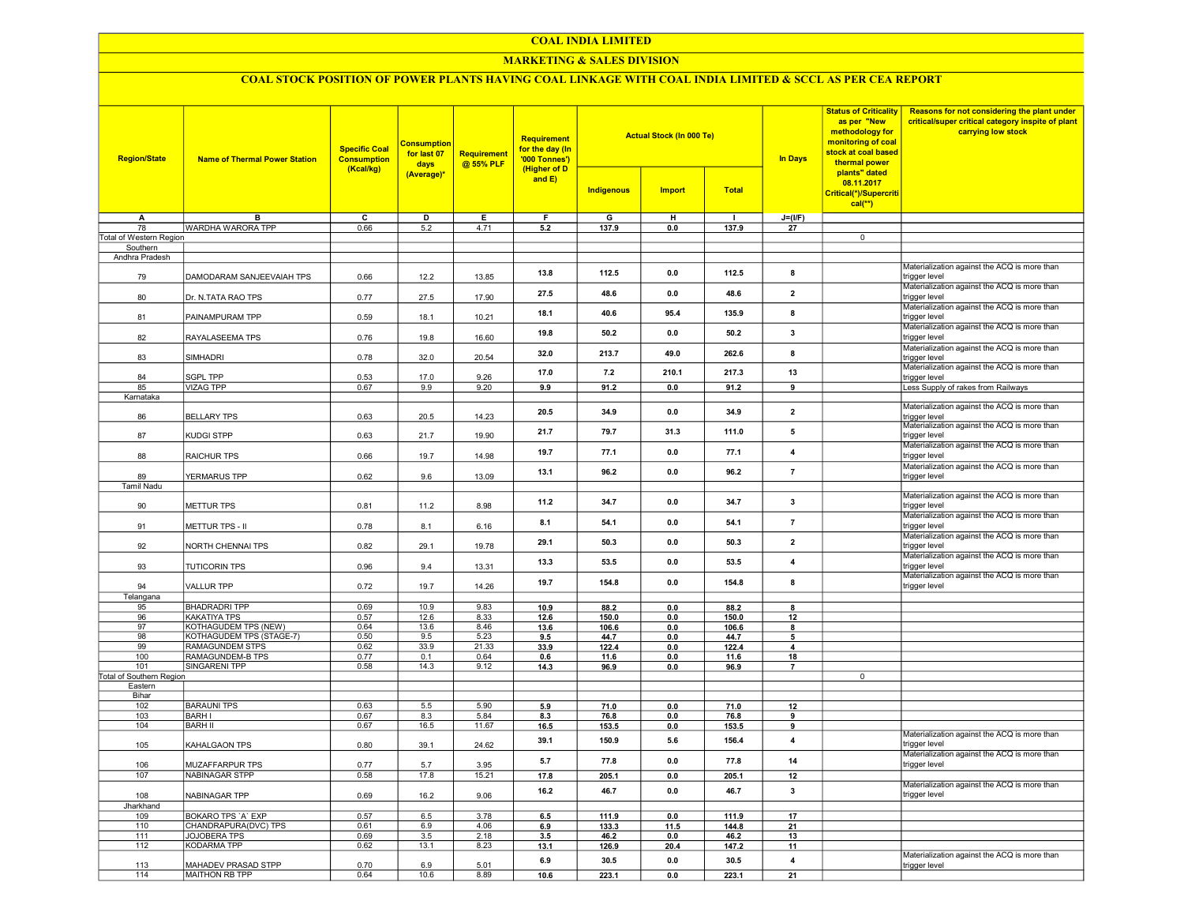# COAL INDIA LIMITED

## MARKETING & SALES DIVISION

### COAL STOCK POSITION OF POWER PLANTS HAVING COAL LINKAGE WITH COAL INDIA LIMITED & SCCL AS PER CEA REPORT

| Region/State | Name of Thermal Power Station | Specific Coal Consumption (Kcal/kg) | Consumption for last 07 days (Average)* | Requirement @ 55% PLF | Requirement for the day (In '000 Tonnes') (Higher of D and E) | Actual Stock (In 000 Te) | | | In Days | Status of Criticality as per "New methodology for monitoring of coal stock at coal based thermal power plants" dated 08.11.2017 Critical(*)/Supercritical(**) | Reasons for not considering the plant under critical/super critical category inspite of plant carrying low stock |
|---|---|---|---|---|---|---|---|---|---|---|---|
| | | | | | | Indigenous | Import | Total | | | |
| A | B | C | D | E | F | G | H | I | J=(I/F) | | |
| 78 | WARDHA WARORA TPP | 0.66 | 5.2 | 4.71 | 5.2 | 137.9 | 0.0 | 137.9 | 27 | | |
| Total of Western Region | | | | | | | | | | 0 | |
| Southern | | | | | | | | | | | |
| Andhra Pradesh | | | | | | | | | | | |
| 79 | DAMODARAM SANJEEVAIAH TPS | 0.66 | 12.2 | 13.85 | 13.8 | 112.5 | 0.0 | 112.5 | 8 | | Materialization against the ACQ is more than trigger level |
| 80 | Dr. N.TATA RAO TPS | 0.77 | 27.5 | 17.90 | 27.5 | 48.6 | 0.0 | 48.6 | 2 | | Materialization against the ACQ is more than trigger level |
| 81 | PAINAMPURAM TPP | 0.59 | 18.1 | 10.21 | 18.1 | 40.6 | 95.4 | 135.9 | 8 | | Materialization against the ACQ is more than trigger level |
| 82 | RAYALASEEMA TPS | 0.76 | 19.8 | 16.60 | 19.8 | 50.2 | 0.0 | 50.2 | 3 | | Materialization against the ACQ is more than trigger level |
| 83 | SIMHADRI | 0.78 | 32.0 | 20.54 | 32.0 | 213.7 | 49.0 | 262.6 | 8 | | Materialization against the ACQ is more than trigger level |
| 84 | SGPL TPP | 0.53 | 17.0 | 9.26 | 17.0 | 7.2 | 210.1 | 217.3 | 13 | | Materialization against the ACQ is more than trigger level |
| 85 | VIZAG TPP | 0.67 | 9.9 | 9.20 | 9.9 | 91.2 | 0.0 | 91.2 | 9 | | Less Supply of rakes from Railways |
| Karnataka | | | | | | | | | | | |
| 86 | BELLARY TPS | 0.63 | 20.5 | 14.23 | 20.5 | 34.9 | 0.0 | 34.9 | 2 | | Materialization against the ACQ is more than trigger level |
| 87 | KUDGI STPP | 0.63 | 21.7 | 19.90 | 21.7 | 79.7 | 31.3 | 111.0 | 5 | | Materialization against the ACQ is more than trigger level |
| 88 | RAICHUR TPS | 0.66 | 19.7 | 14.98 | 19.7 | 77.1 | 0.0 | 77.1 | 4 | | Materialization against the ACQ is more than trigger level |
| 89 | YERMARUS TPP | 0.62 | 9.6 | 13.09 | 13.1 | 96.2 | 0.0 | 96.2 | 7 | | Materialization against the ACQ is more than trigger level |
| Tamil Nadu | | | | | | | | | | | |
| 90 | METTUR TPS | 0.81 | 11.2 | 8.98 | 11.2 | 34.7 | 0.0 | 34.7 | 3 | | Materialization against the ACQ is more than trigger level |
| 91 | METTUR TPS - II | 0.78 | 8.1 | 6.16 | 8.1 | 54.1 | 0.0 | 54.1 | 7 | | Materialization against the ACQ is more than trigger level |
| 92 | NORTH CHENNAI TPS | 0.82 | 29.1 | 19.78 | 29.1 | 50.3 | 0.0 | 50.3 | 2 | | Materialization against the ACQ is more than trigger level |
| 93 | TUTICORIN TPS | 0.96 | 9.4 | 13.31 | 13.3 | 53.5 | 0.0 | 53.5 | 4 | | Materialization against the ACQ is more than trigger level |
| 94 | VALLUR TPP | 0.72 | 19.7 | 14.26 | 19.7 | 154.8 | 0.0 | 154.8 | 8 | | Materialization against the ACQ is more than trigger level |
| Telangana | | | | | | | | | | | |
| 95 | BHADRADRI TPP | 0.69 | 10.9 | 9.83 | 10.9 | 88.2 | 0.0 | 88.2 | 8 | | |
| 96 | KAKATIYA TPS | 0.57 | 12.6 | 8.33 | 12.6 | 150.0 | 0.0 | 150.0 | 12 | | |
| 97 | KOTHAGUDEM TPS (NEW) | 0.64 | 13.6 | 8.46 | 13.6 | 106.6 | 0.0 | 106.6 | 8 | | |
| 98 | KOTHAGUDEM TPS (STAGE-7) | 0.50 | 9.5 | 5.23 | 9.5 | 44.7 | 0.0 | 44.7 | 5 | | |
| 99 | RAMAGUNDEM STPS | 0.62 | 33.9 | 21.33 | 33.9 | 122.4 | 0.0 | 122.4 | 4 | | |
| 100 | RAMAGUNDEM-B TPS | 0.77 | 0.1 | 0.64 | 0.6 | 11.6 | 0.0 | 11.6 | 18 | | |
| 101 | SINGARENI TPP | 0.58 | 14.3 | 9.12 | 14.3 | 96.9 | 0.0 | 96.9 | 7 | | |
| Total of Southern Region | | | | | | | | | | 0 | |
| Eastern | | | | | | | | | | | |
| Bihar | | | | | | | | | | | |
| 102 | BARAUNI TPS | 0.63 | 5.5 | 5.90 | 5.9 | 71.0 | 0.0 | 71.0 | 12 | | |
| 103 | BARH I | 0.67 | 8.3 | 5.84 | 8.3 | 76.8 | 0.0 | 76.8 | 9 | | |
| 104 | BARH II | 0.67 | 16.5 | 11.67 | 16.5 | 153.5 | 0.0 | 153.5 | 9 | | |
| 105 | KAHALGAON TPS | 0.80 | 39.1 | 24.62 | 39.1 | 150.9 | 5.6 | 156.4 | 4 | | Materialization against the ACQ is more than trigger level |
| 106 | MUZAFFARPUR TPS | 0.77 | 5.7 | 3.95 | 5.7 | 77.8 | 0.0 | 77.8 | 14 | | Materialization against the ACQ is more than trigger level |
| 107 | NABINAGAR STPP | 0.58 | 17.8 | 15.21 | 17.8 | 205.1 | 0.0 | 205.1 | 12 | | |
| 108 | NABINAGAR TPP | 0.69 | 16.2 | 9.06 | 16.2 | 46.7 | 0.0 | 46.7 | 3 | | Materialization against the ACQ is more than trigger level |
| Jharkhand | | | | | | | | | | | |
| 109 | BOKARO TPS `A` EXP | 0.57 | 6.5 | 3.78 | 6.5 | 111.9 | 0.0 | 111.9 | 17 | | |
| 110 | CHANDRAPURA(DVC) TPS | 0.61 | 6.9 | 4.06 | 6.9 | 133.3 | 11.5 | 144.8 | 21 | | |
| 111 | JOJOBERA TPS | 0.69 | 3.5 | 2.18 | 3.5 | 46.2 | 0.0 | 46.2 | 13 | | |
| 112 | KODARMA TPP | 0.62 | 13.1 | 8.23 | 13.1 | 126.9 | 20.4 | 147.2 | 11 | | |
| 113 | MAHADEV PRASAD STPP | 0.70 | 6.9 | 5.01 | 6.9 | 30.5 | 0.0 | 30.5 | 4 | | Materialization against the ACQ is more than trigger level |
| 114 | MAITHON RB TPP | 0.64 | 10.6 | 8.89 | 10.6 | 223.1 | 0.0 | 223.1 | 21 | | |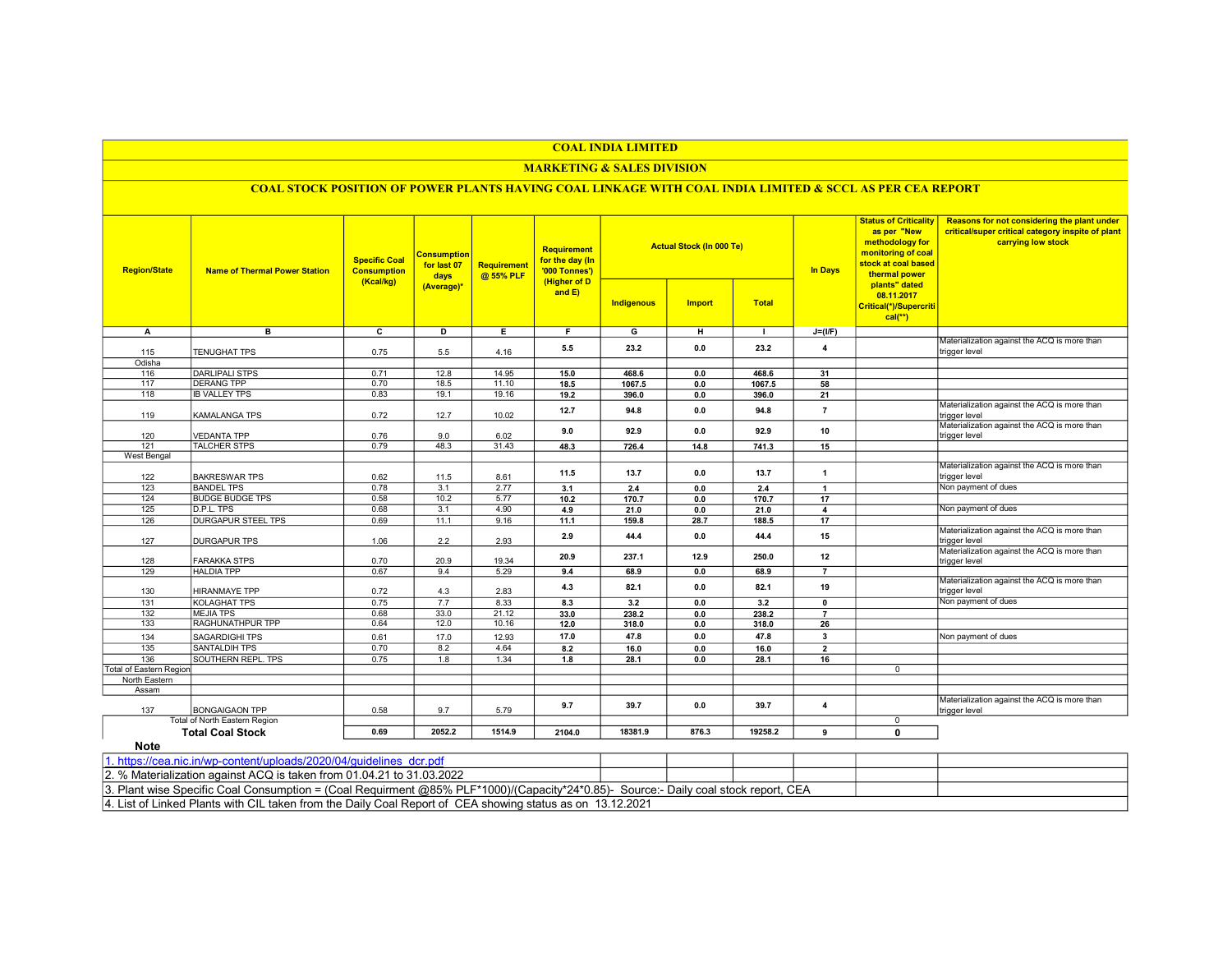# COAL INDIA LIMITED

## MARKETING & SALES DIVISION

### COAL STOCK POSITION OF POWER PLANTS HAVING COAL LINKAGE WITH COAL INDIA LIMITED & SCCL AS PER CEA REPORT

| Region/State | Name of Thermal Power Station | Specific Coal Consumption (Kcal/kg) | Consumption for last 07 days (Average)* | Requirement @ 55% PLF | Requirement for the day (In '000 Tonnes') (Higher of D and E) | Actual Stock (In 000 Te) | | | In Days | Status of Criticality as per "New methodology for monitoring of coal stock at coal based thermal power plants" dated 08.11.2017 Critical(*)/Supercritical(**) | Reasons for not considering the plant under critical/super critical category inspite of plant carrying low stock |
|---|---|---|---|---|---|---|---|---|---|---|---|
| | | | | | | Indigenous | Import | Total | | | |
| A | B | C | D | E | F | G | H | I | J=(I/F) | | |
| 115 | TENUGHAT TPS | 0.75 | 5.5 | 4.16 | 5.5 | 23.2 | 0.0 | 23.2 | 4 | | Materialization against the ACQ is more than trigger level |
| Odisha | | | | | | | | | | | |
| 116 | DARLIPALI STPS | 0.71 | 12.8 | 14.95 | 15.0 | 468.6 | 0.0 | 468.6 | 31 | | |
| 117 | DERANG TPP | 0.70 | 18.5 | 11.10 | 18.5 | 1067.5 | 0.0 | 1067.5 | 58 | | |
| 118 | IB VALLEY TPS | 0.83 | 19.1 | 19.16 | 19.2 | 396.0 | 0.0 | 396.0 | 21 | | |
| 119 | KAMALANGA TPS | 0.72 | 12.7 | 10.02 | 12.7 | 94.8 | 0.0 | 94.8 | 7 | | Materialization against the ACQ is more than trigger level |
| 120 | VEDANTA TPP | 0.76 | 9.0 | 6.02 | 9.0 | 92.9 | 0.0 | 92.9 | 10 | | Materialization against the ACQ is more than trigger level |
| 121 | TALCHER STPS | 0.79 | 48.3 | 31.43 | 48.3 | 726.4 | 14.8 | 741.3 | 15 | | |
| West Bengal | | | | | | | | | | | |
| 122 | BAKRESWAR TPS | 0.62 | 11.5 | 8.61 | 11.5 | 13.7 | 0.0 | 13.7 | 1 | | Materialization against the ACQ is more than trigger level |
| 123 | BANDEL TPS | 0.78 | 3.1 | 2.77 | 3.1 | 2.4 | 0.0 | 2.4 | 1 | | Non payment of dues |
| 124 | BUDGE BUDGE TPS | 0.58 | 10.2 | 5.77 | 10.2 | 170.7 | 0.0 | 170.7 | 17 | | |
| 125 | D.P.L. TPS | 0.68 | 3.1 | 4.90 | 4.9 | 21.0 | 0.0 | 21.0 | 4 | | Non payment of dues |
| 126 | DURGAPUR STEEL TPS | 0.69 | 11.1 | 9.16 | 11.1 | 159.8 | 28.7 | 188.5 | 17 | | |
| 127 | DURGAPUR TPS | 1.06 | 2.2 | 2.93 | 2.9 | 44.4 | 0.0 | 44.4 | 15 | | Materialization against the ACQ is more than trigger level |
| 128 | FARAKKA STPS | 0.70 | 20.9 | 19.34 | 20.9 | 237.1 | 12.9 | 250.0 | 12 | | Materialization against the ACQ is more than trigger level |
| 129 | HALDIA TPP | 0.67 | 9.4 | 5.29 | 9.4 | 68.9 | 0.0 | 68.9 | 7 | | |
| 130 | HIRANMAYE TPP | 0.72 | 4.3 | 2.83 | 4.3 | 82.1 | 0.0 | 82.1 | 19 | | Materialization against the ACQ is more than trigger level |
| 131 | KOLAGHAT TPS | 0.75 | 7.7 | 8.33 | 8.3 | 3.2 | 0.0 | 3.2 | 0 | | Non payment of dues |
| 132 | MEJIA TPS | 0.68 | 33.0 | 21.12 | 33.0 | 238.2 | 0.0 | 238.2 | 7 | | |
| 133 | RAGHUNATHPUR TPP | 0.64 | 12.0 | 10.16 | 12.0 | 318.0 | 0.0 | 318.0 | 26 | | |
| 134 | SAGARDIGHI TPS | 0.61 | 17.0 | 12.93 | 17.0 | 47.8 | 0.0 | 47.8 | 3 | | Non payment of dues |
| 135 | SANTALDIH TPS | 0.70 | 8.2 | 4.64 | 8.2 | 16.0 | 0.0 | 16.0 | 2 | | |
| 136 | SOUTHERN REPL. TPS | 0.75 | 1.8 | 1.34 | 1.8 | 28.1 | 0.0 | 28.1 | 16 | | |
| Total of Eastern Region | | | | | | | | | | 0 | |
| North Eastern | | | | | | | | | | | |
| Assam | | | | | | | | | | | |
| 137 | BONGAIGAON TPP | 0.58 | 9.7 | 5.79 | 9.7 | 39.7 | 0.0 | 39.7 | 4 | | Materialization against the ACQ is more than trigger level |
| Total of North Eastern Region | | | | | | | | | | 0 | |
| **Total Coal Stock** | | 0.69 | 2052.2 | 1514.9 | 2104.0 | 18381.9 | 876.3 | 19258.2 | 9 | 0 | |

**Note**

1. https://cea.nic.in/wp-content/uploads/2020/04/guidelines_dcr.pdf
2. % Materialization against ACQ is taken from 01.04.21 to 31.03.2022
3. Plant wise Specific Coal Consumption = (Coal Requirment @85% PLF*1000)/(Capacity*24*0.85)- Source:- Daily coal stock report, CEA
4. List of Linked Plants with CIL taken from the Daily Coal Report of CEA showing status as on 13.12.2021